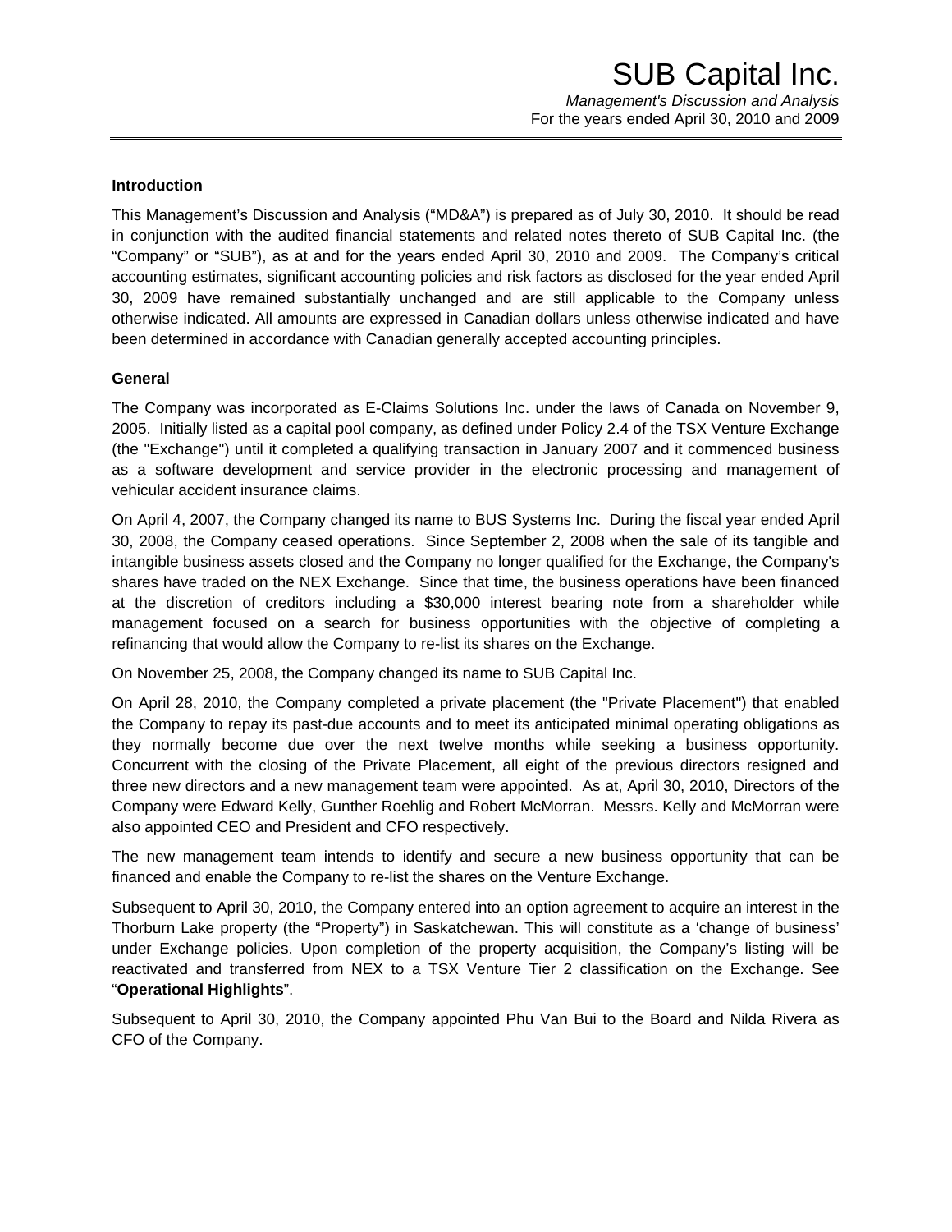# SUB Capital Inc.

*Management's Discussion and Analysis*
For the years ended April 30, 2010 and 2009

**Introduction**

This Management's Discussion and Analysis ("MD&A") is prepared as of July 30, 2010. It should be read in conjunction with the audited financial statements and related notes thereto of SUB Capital Inc. (the "Company" or "SUB"), as at and for the years ended April 30, 2010 and 2009. The Company's critical accounting estimates, significant accounting policies and risk factors as disclosed for the year ended April 30, 2009 have remained substantially unchanged and are still applicable to the Company unless otherwise indicated. All amounts are expressed in Canadian dollars unless otherwise indicated and have been determined in accordance with Canadian generally accepted accounting principles.

**General**

The Company was incorporated as E-Claims Solutions Inc. under the laws of Canada on November 9, 2005. Initially listed as a capital pool company, as defined under Policy 2.4 of the TSX Venture Exchange (the "Exchange") until it completed a qualifying transaction in January 2007 and it commenced business as a software development and service provider in the electronic processing and management of vehicular accident insurance claims.

On April 4, 2007, the Company changed its name to BUS Systems Inc. During the fiscal year ended April 30, 2008, the Company ceased operations. Since September 2, 2008 when the sale of its tangible and intangible business assets closed and the Company no longer qualified for the Exchange, the Company's shares have traded on the NEX Exchange. Since that time, the business operations have been financed at the discretion of creditors including a $30,000 interest bearing note from a shareholder while management focused on a search for business opportunities with the objective of completing a refinancing that would allow the Company to re-list its shares on the Exchange.

On November 25, 2008, the Company changed its name to SUB Capital Inc.

On April 28, 2010, the Company completed a private placement (the "Private Placement") that enabled the Company to repay its past-due accounts and to meet its anticipated minimal operating obligations as they normally become due over the next twelve months while seeking a business opportunity. Concurrent with the closing of the Private Placement, all eight of the previous directors resigned and three new directors and a new management team were appointed. As at, April 30, 2010, Directors of the Company were Edward Kelly, Gunther Roehlig and Robert McMorran. Messrs. Kelly and McMorran were also appointed CEO and President and CFO respectively.

The new management team intends to identify and secure a new business opportunity that can be financed and enable the Company to re-list the shares on the Venture Exchange.

Subsequent to April 30, 2010, the Company entered into an option agreement to acquire an interest in the Thorburn Lake property (the "Property") in Saskatchewan. This will constitute as a 'change of business' under Exchange policies. Upon completion of the property acquisition, the Company's listing will be reactivated and transferred from NEX to a TSX Venture Tier 2 classification on the Exchange. See "**Operational Highlights**".

Subsequent to April 30, 2010, the Company appointed Phu Van Bui to the Board and Nilda Rivera as CFO of the Company.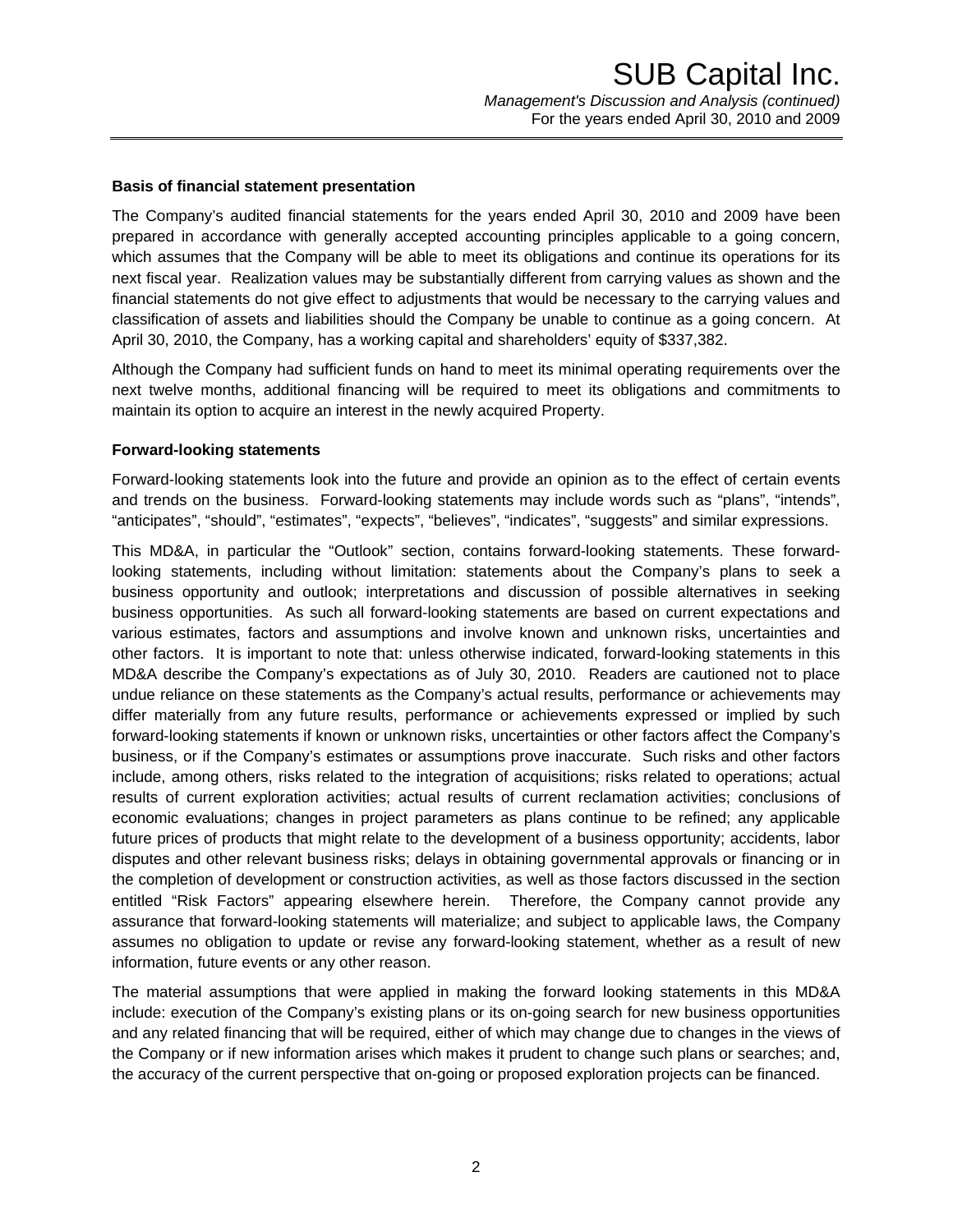## Basis of financial statement presentation

The Company's audited financial statements for the years ended April 30, 2010 and 2009 have been prepared in accordance with generally accepted accounting principles applicable to a going concern, which assumes that the Company will be able to meet its obligations and continue its operations for its next fiscal year. Realization values may be substantially different from carrying values as shown and the financial statements do not give effect to adjustments that would be necessary to the carrying values and classification of assets and liabilities should the Company be unable to continue as a going concern. At April 30, 2010, the Company, has a working capital and shareholders' equity of $337,382.

Although the Company had sufficient funds on hand to meet its minimal operating requirements over the next twelve months, additional financing will be required to meet its obligations and commitments to maintain its option to acquire an interest in the newly acquired Property.

## Forward-looking statements

Forward-looking statements look into the future and provide an opinion as to the effect of certain events and trends on the business. Forward-looking statements may include words such as "plans", "intends", "anticipates", "should", "estimates", "expects", "believes", "indicates", "suggests" and similar expressions.

This MD&A, in particular the "Outlook" section, contains forward-looking statements. These forward-looking statements, including without limitation: statements about the Company's plans to seek a business opportunity and outlook; interpretations and discussion of possible alternatives in seeking business opportunities. As such all forward-looking statements are based on current expectations and various estimates, factors and assumptions and involve known and unknown risks, uncertainties and other factors. It is important to note that: unless otherwise indicated, forward-looking statements in this MD&A describe the Company's expectations as of July 30, 2010. Readers are cautioned not to place undue reliance on these statements as the Company's actual results, performance or achievements may differ materially from any future results, performance or achievements expressed or implied by such forward-looking statements if known or unknown risks, uncertainties or other factors affect the Company's business, or if the Company's estimates or assumptions prove inaccurate. Such risks and other factors include, among others, risks related to the integration of acquisitions; risks related to operations; actual results of current exploration activities; actual results of current reclamation activities; conclusions of economic evaluations; changes in project parameters as plans continue to be refined; any applicable future prices of products that might relate to the development of a business opportunity; accidents, labor disputes and other relevant business risks; delays in obtaining governmental approvals or financing or in the completion of development or construction activities, as well as those factors discussed in the section entitled "Risk Factors" appearing elsewhere herein. Therefore, the Company cannot provide any assurance that forward-looking statements will materialize; and subject to applicable laws, the Company assumes no obligation to update or revise any forward-looking statement, whether as a result of new information, future events or any other reason.

The material assumptions that were applied in making the forward looking statements in this MD&A include: execution of the Company's existing plans or its on-going search for new business opportunities and any related financing that will be required, either of which may change due to changes in the views of the Company or if new information arises which makes it prudent to change such plans or searches; and, the accuracy of the current perspective that on-going or proposed exploration projects can be financed.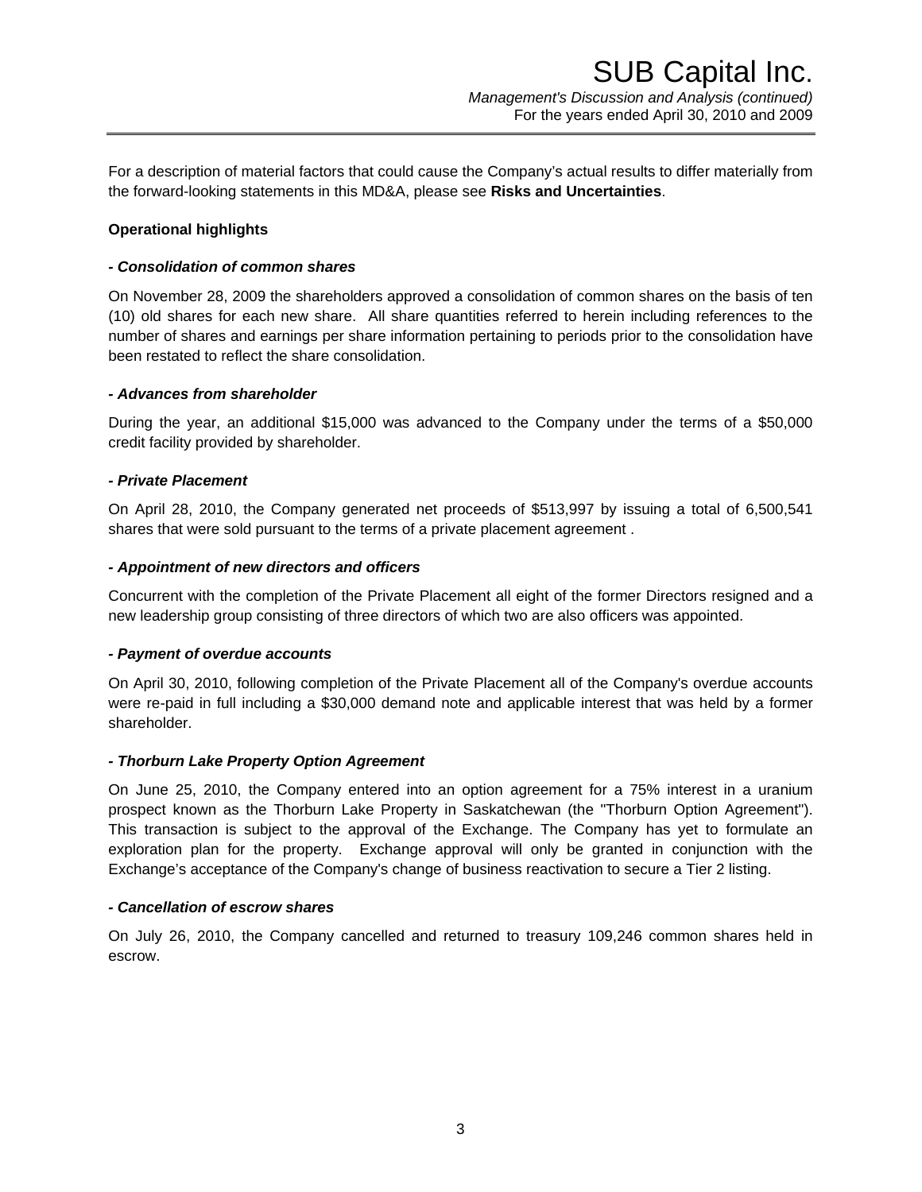For a description of material factors that could cause the Company's actual results to differ materially from the forward-looking statements in this MD&A, please see **Risks and Uncertainties**.

**Operational highlights**

***- Consolidation of common shares***

On November 28, 2009 the shareholders approved a consolidation of common shares on the basis of ten (10) old shares for each new share. All share quantities referred to herein including references to the number of shares and earnings per share information pertaining to periods prior to the consolidation have been restated to reflect the share consolidation.

***- Advances from shareholder***

During the year, an additional $15,000 was advanced to the Company under the terms of a $50,000 credit facility provided by shareholder.

***- Private Placement***

On April 28, 2010, the Company generated net proceeds of $513,997 by issuing a total of 6,500,541 shares that were sold pursuant to the terms of a private placement agreement .

***- Appointment of new directors and officers***

Concurrent with the completion of the Private Placement all eight of the former Directors resigned and a new leadership group consisting of three directors of which two are also officers was appointed.

***- Payment of overdue accounts***

On April 30, 2010, following completion of the Private Placement all of the Company's overdue accounts were re-paid in full including a $30,000 demand note and applicable interest that was held by a former shareholder.

***- Thorburn Lake Property Option Agreement***

On June 25, 2010, the Company entered into an option agreement for a 75% interest in a uranium prospect known as the Thorburn Lake Property in Saskatchewan (the "Thorburn Option Agreement"). This transaction is subject to the approval of the Exchange. The Company has yet to formulate an exploration plan for the property. Exchange approval will only be granted in conjunction with the Exchange's acceptance of the Company's change of business reactivation to secure a Tier 2 listing.

***- Cancellation of escrow shares***

On July 26, 2010, the Company cancelled and returned to treasury 109,246 common shares held in escrow.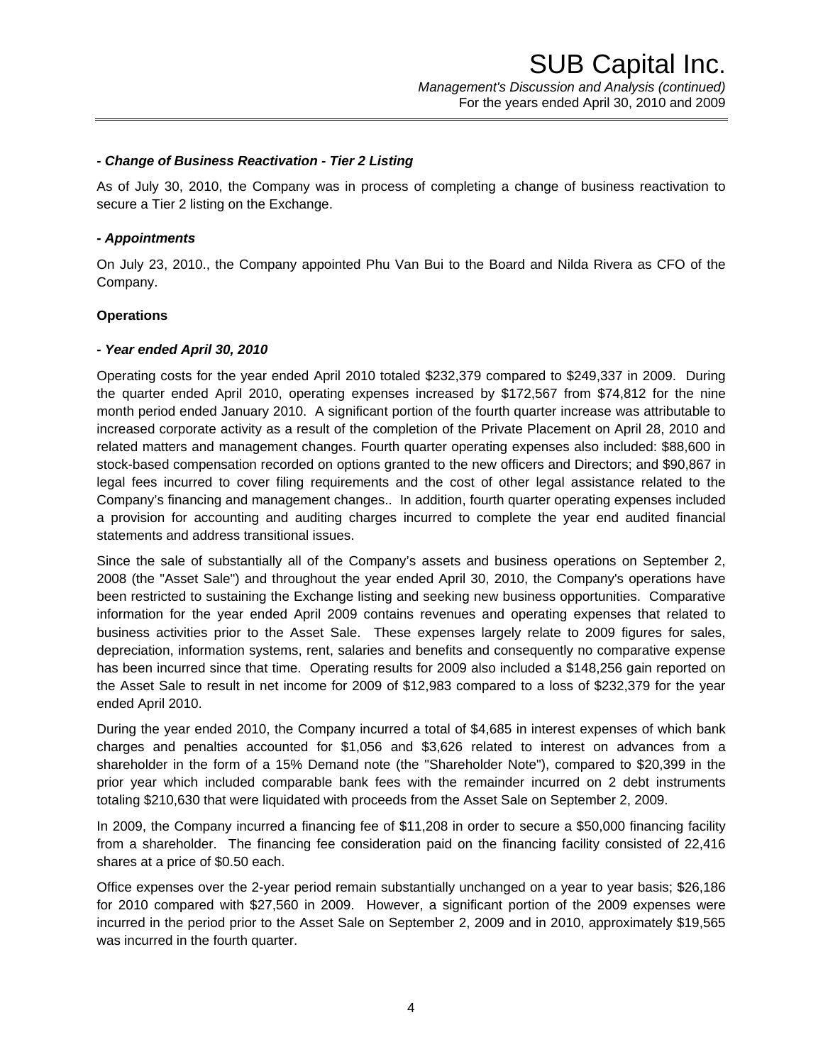***- Change of Business Reactivation - Tier 2 Listing***

As of July 30, 2010, the Company was in process of completing a change of business reactivation to secure a Tier 2 listing on the Exchange.

***- Appointments***

On July 23, 2010., the Company appointed Phu Van Bui to the Board and Nilda Rivera as CFO of the Company.

**Operations**

***- Year ended April 30, 2010***

Operating costs for the year ended April 2010 totaled $232,379 compared to $249,337 in 2009. During the quarter ended April 2010, operating expenses increased by $172,567 from $74,812 for the nine month period ended January 2010. A significant portion of the fourth quarter increase was attributable to increased corporate activity as a result of the completion of the Private Placement on April 28, 2010 and related matters and management changes. Fourth quarter operating expenses also included: $88,600 in stock-based compensation recorded on options granted to the new officers and Directors; and $90,867 in legal fees incurred to cover filing requirements and the cost of other legal assistance related to the Company's financing and management changes.. In addition, fourth quarter operating expenses included a provision for accounting and auditing charges incurred to complete the year end audited financial statements and address transitional issues.

Since the sale of substantially all of the Company's assets and business operations on September 2, 2008 (the "Asset Sale") and throughout the year ended April 30, 2010, the Company's operations have been restricted to sustaining the Exchange listing and seeking new business opportunities. Comparative information for the year ended April 2009 contains revenues and operating expenses that related to business activities prior to the Asset Sale. These expenses largely relate to 2009 figures for sales, depreciation, information systems, rent, salaries and benefits and consequently no comparative expense has been incurred since that time. Operating results for 2009 also included a $148,256 gain reported on the Asset Sale to result in net income for 2009 of $12,983 compared to a loss of $232,379 for the year ended April 2010.

During the year ended 2010, the Company incurred a total of $4,685 in interest expenses of which bank charges and penalties accounted for $1,056 and $3,626 related to interest on advances from a shareholder in the form of a 15% Demand note (the "Shareholder Note"), compared to $20,399 in the prior year which included comparable bank fees with the remainder incurred on 2 debt instruments totaling $210,630 that were liquidated with proceeds from the Asset Sale on September 2, 2009.

In 2009, the Company incurred a financing fee of $11,208 in order to secure a $50,000 financing facility from a shareholder. The financing fee consideration paid on the financing facility consisted of 22,416 shares at a price of $0.50 each.

Office expenses over the 2-year period remain substantially unchanged on a year to year basis; $26,186 for 2010 compared with $27,560 in 2009. However, a significant portion of the 2009 expenses were incurred in the period prior to the Asset Sale on September 2, 2009 and in 2010, approximately $19,565 was incurred in the fourth quarter.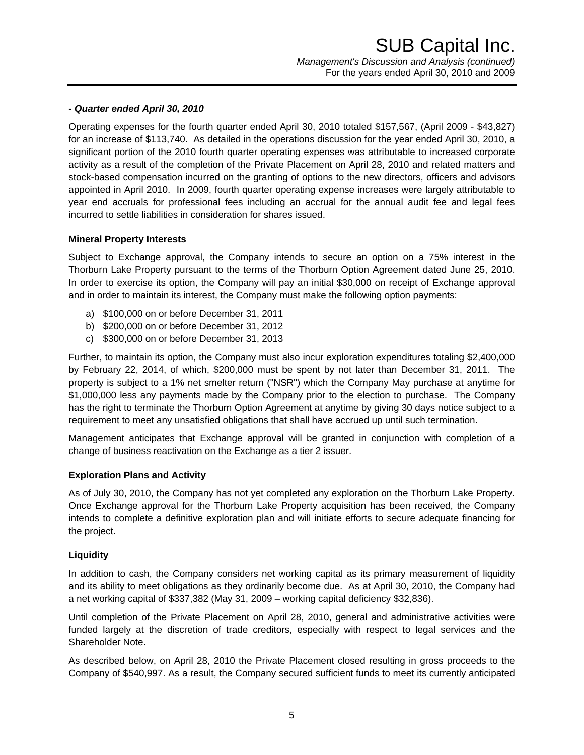***- Quarter ended April 30, 2010***

Operating expenses for the fourth quarter ended April 30, 2010 totaled $157,567, (April 2009 - $43,827) for an increase of $113,740. As detailed in the operations discussion for the year ended April 30, 2010, a significant portion of the 2010 fourth quarter operating expenses was attributable to increased corporate activity as a result of the completion of the Private Placement on April 28, 2010 and related matters and stock-based compensation incurred on the granting of options to the new directors, officers and advisors appointed in April 2010. In 2009, fourth quarter operating expense increases were largely attributable to year end accruals for professional fees including an accrual for the annual audit fee and legal fees incurred to settle liabilities in consideration for shares issued.

**Mineral Property Interests**

Subject to Exchange approval, the Company intends to secure an option on a 75% interest in the Thorburn Lake Property pursuant to the terms of the Thorburn Option Agreement dated June 25, 2010. In order to exercise its option, the Company will pay an initial $30,000 on receipt of Exchange approval and in order to maintain its interest, the Company must make the following option payments:

a) $100,000 on or before December 31, 2011
b) $200,000 on or before December 31, 2012
c) $300,000 on or before December 31, 2013

Further, to maintain its option, the Company must also incur exploration expenditures totaling $2,400,000 by February 22, 2014, of which, $200,000 must be spent by not later than December 31, 2011. The property is subject to a 1% net smelter return ("NSR") which the Company May purchase at anytime for $1,000,000 less any payments made by the Company prior to the election to purchase. The Company has the right to terminate the Thorburn Option Agreement at anytime by giving 30 days notice subject to a requirement to meet any unsatisfied obligations that shall have accrued up until such termination.

Management anticipates that Exchange approval will be granted in conjunction with completion of a change of business reactivation on the Exchange as a tier 2 issuer.

**Exploration Plans and Activity**

As of July 30, 2010, the Company has not yet completed any exploration on the Thorburn Lake Property. Once Exchange approval for the Thorburn Lake Property acquisition has been received, the Company intends to complete a definitive exploration plan and will initiate efforts to secure adequate financing for the project.

**Liquidity**

In addition to cash, the Company considers net working capital as its primary measurement of liquidity and its ability to meet obligations as they ordinarily become due. As at April 30, 2010, the Company had a net working capital of $337,382 (May 31, 2009 – working capital deficiency $32,836).

Until completion of the Private Placement on April 28, 2010, general and administrative activities were funded largely at the discretion of trade creditors, especially with respect to legal services and the Shareholder Note.

As described below, on April 28, 2010 the Private Placement closed resulting in gross proceeds to the Company of $540,997. As a result, the Company secured sufficient funds to meet its currently anticipated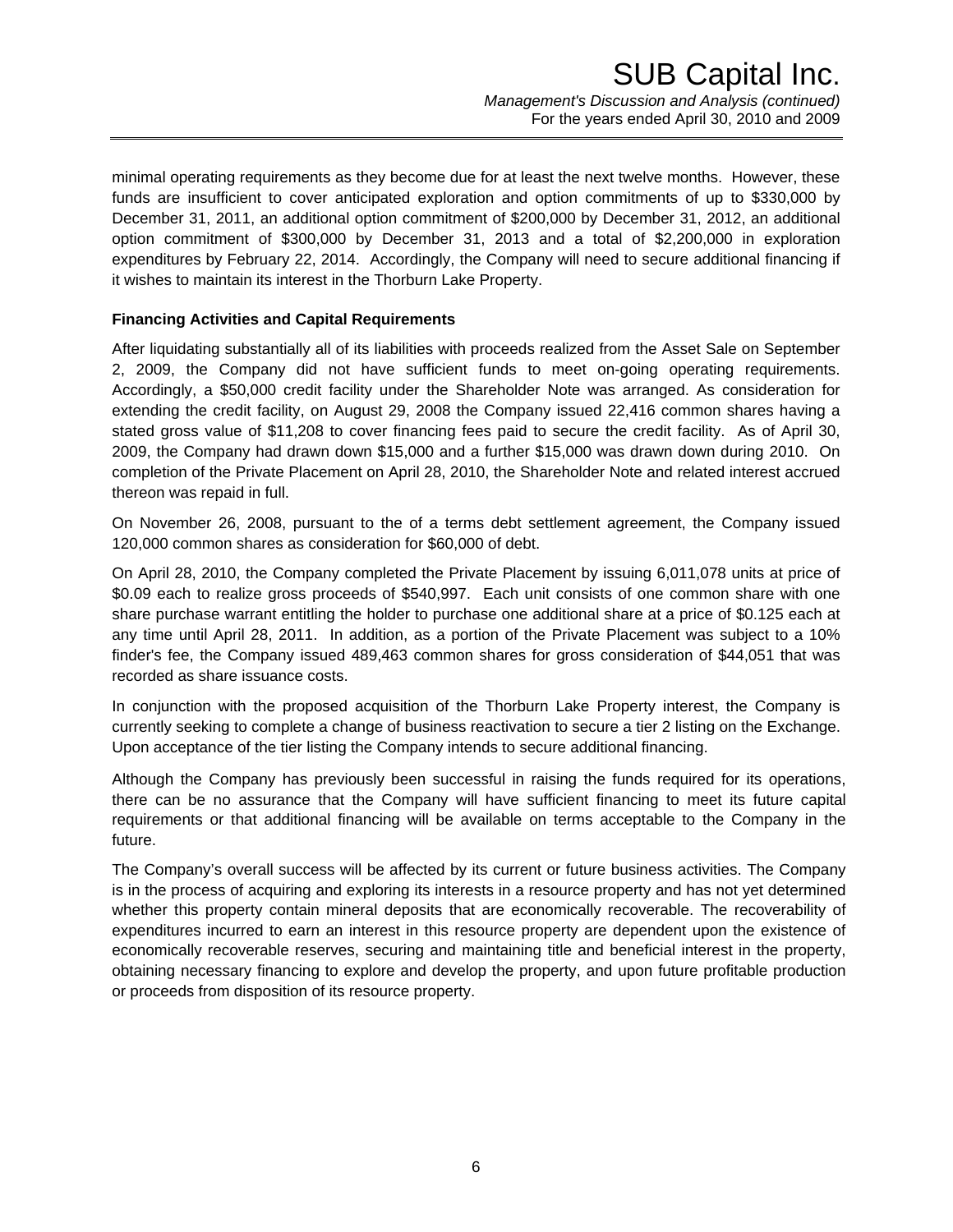minimal operating requirements as they become due for at least the next twelve months. However, these funds are insufficient to cover anticipated exploration and option commitments of up to $330,000 by December 31, 2011, an additional option commitment of $200,000 by December 31, 2012, an additional option commitment of $300,000 by December 31, 2013 and a total of $2,200,000 in exploration expenditures by February 22, 2014. Accordingly, the Company will need to secure additional financing if it wishes to maintain its interest in the Thorburn Lake Property.

**Financing Activities and Capital Requirements**

After liquidating substantially all of its liabilities with proceeds realized from the Asset Sale on September 2, 2009, the Company did not have sufficient funds to meet on-going operating requirements. Accordingly, a $50,000 credit facility under the Shareholder Note was arranged. As consideration for extending the credit facility, on August 29, 2008 the Company issued 22,416 common shares having a stated gross value of $11,208 to cover financing fees paid to secure the credit facility. As of April 30, 2009, the Company had drawn down $15,000 and a further $15,000 was drawn down during 2010. On completion of the Private Placement on April 28, 2010, the Shareholder Note and related interest accrued thereon was repaid in full.

On November 26, 2008, pursuant to the of a terms debt settlement agreement, the Company issued 120,000 common shares as consideration for $60,000 of debt.

On April 28, 2010, the Company completed the Private Placement by issuing 6,011,078 units at price of $0.09 each to realize gross proceeds of $540,997. Each unit consists of one common share with one share purchase warrant entitling the holder to purchase one additional share at a price of $0.125 each at any time until April 28, 2011. In addition, as a portion of the Private Placement was subject to a 10% finder's fee, the Company issued 489,463 common shares for gross consideration of $44,051 that was recorded as share issuance costs.

In conjunction with the proposed acquisition of the Thorburn Lake Property interest, the Company is currently seeking to complete a change of business reactivation to secure a tier 2 listing on the Exchange. Upon acceptance of the tier listing the Company intends to secure additional financing.

Although the Company has previously been successful in raising the funds required for its operations, there can be no assurance that the Company will have sufficient financing to meet its future capital requirements or that additional financing will be available on terms acceptable to the Company in the future.

The Company's overall success will be affected by its current or future business activities. The Company is in the process of acquiring and exploring its interests in a resource property and has not yet determined whether this property contain mineral deposits that are economically recoverable. The recoverability of expenditures incurred to earn an interest in this resource property are dependent upon the existence of economically recoverable reserves, securing and maintaining title and beneficial interest in the property, obtaining necessary financing to explore and develop the property, and upon future profitable production or proceeds from disposition of its resource property.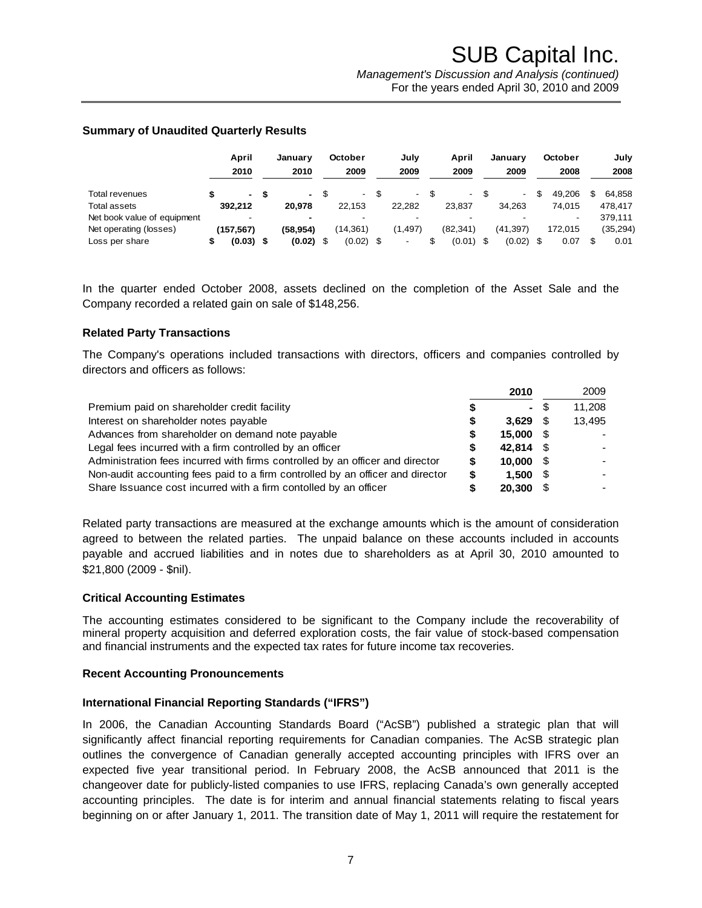### Summary of Unaudited Quarterly Results

| | April 2010 | January 2010 | October 2009 | July 2009 | April 2009 | January 2009 | October 2008 | July 2008 |
|---|---|---|---|---|---|---|---|---|
| Total revenues | $ - | $ - | $ - | $ - | $ - | $ - | $ 49,206 | $ 64,858 |
| Total assets | 392,212 | 20,978 | 22,153 | 22,282 | 23,837 | 34,263 | 74,015 | 478,417 |
| Net book value of equipment | - | - | - | - | - | - | - | 379,111 |
| Net operating (losses) | (157,567) | (58,954) | (14,361) | (1,497) | (82,341) | (41,397) | 172,015 | (35,294) |
| Loss per share | $ (0.03) | $ (0.02) | $ (0.02) | $ - | $ (0.01) | $ (0.02) | $ 0.07 | $ 0.01 |

In the quarter ended October 2008, assets declined on the completion of the Asset Sale and the Company recorded a related gain on sale of $148,256.

### Related Party Transactions

The Company's operations included transactions with directors, officers and companies controlled by directors and officers as follows:

| | 2010 | 2009 |
|---|---|---|
| Premium paid on shareholder credit facility | $ - | $ 11,208 |
| Interest on shareholder notes payable | $ 3,629 | $ 13,495 |
| Advances from shareholder on demand note payable | $ 15,000 | $ - |
| Legal fees incurred with a firm controlled by an officer | $ 42,814 | $ - |
| Administration fees incurred with firms controlled by an officer and director | $ 10,000 | $ - |
| Non-audit accounting fees paid to a firm controlled by an officer and director | $ 1,500 | $ - |
| Share Issuance cost incurred with a firm contolled by an officer | $ 20,300 | $ - |

Related party transactions are measured at the exchange amounts which is the amount of consideration agreed to between the related parties. The unpaid balance on these accounts included in accounts payable and accrued liabilities and in notes due to shareholders as at April 30, 2010 amounted to $21,800 (2009 - $nil).

### Critical Accounting Estimates

The accounting estimates considered to be significant to the Company include the recoverability of mineral property acquisition and deferred exploration costs, the fair value of stock-based compensation and financial instruments and the expected tax rates for future income tax recoveries.

### Recent Accounting Pronouncements

### International Financial Reporting Standards ("IFRS")

In 2006, the Canadian Accounting Standards Board ("AcSB") published a strategic plan that will significantly affect financial reporting requirements for Canadian companies. The AcSB strategic plan outlines the convergence of Canadian generally accepted accounting principles with IFRS over an expected five year transitional period. In February 2008, the AcSB announced that 2011 is the changeover date for publicly-listed companies to use IFRS, replacing Canada's own generally accepted accounting principles. The date is for interim and annual financial statements relating to fiscal years beginning on or after January 1, 2011. The transition date of May 1, 2011 will require the restatement for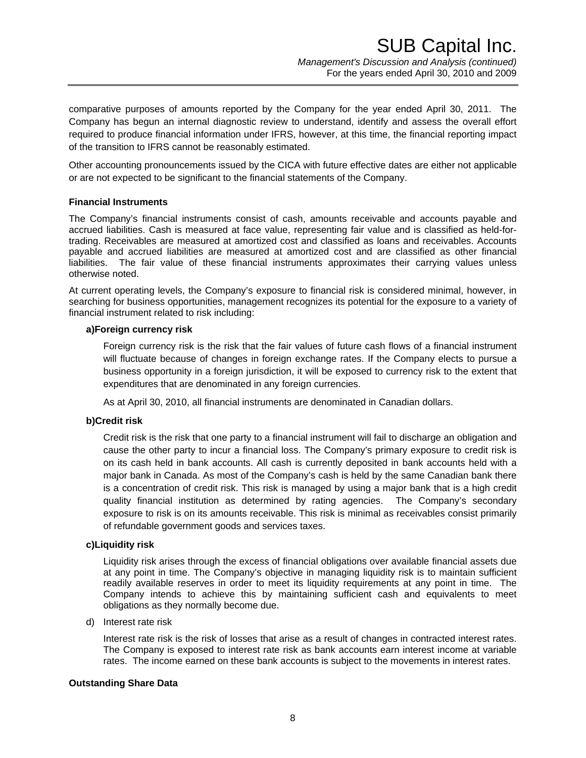comparative purposes of amounts reported by the Company for the year ended April 30, 2011. The Company has begun an internal diagnostic review to understand, identify and assess the overall effort required to produce financial information under IFRS, however, at this time, the financial reporting impact of the transition to IFRS cannot be reasonably estimated.

Other accounting pronouncements issued by the CICA with future effective dates are either not applicable or are not expected to be significant to the financial statements of the Company.

**Financial Instruments**

The Company's financial instruments consist of cash, amounts receivable and accounts payable and accrued liabilities. Cash is measured at face value, representing fair value and is classified as held-for-trading. Receivables are measured at amortized cost and classified as loans and receivables. Accounts payable and accrued liabilities are measured at amortized cost and are classified as other financial liabilities. The fair value of these financial instruments approximates their carrying values unless otherwise noted.

At current operating levels, the Company's exposure to financial risk is considered minimal, however, in searching for business opportunities, management recognizes its potential for the exposure to a variety of financial instrument related to risk including:

**a)Foreign currency risk**

Foreign currency risk is the risk that the fair values of future cash flows of a financial instrument will fluctuate because of changes in foreign exchange rates. If the Company elects to pursue a business opportunity in a foreign jurisdiction, it will be exposed to currency risk to the extent that expenditures that are denominated in any foreign currencies.

As at April 30, 2010, all financial instruments are denominated in Canadian dollars.

**b)Credit risk**

Credit risk is the risk that one party to a financial instrument will fail to discharge an obligation and cause the other party to incur a financial loss. The Company's primary exposure to credit risk is on its cash held in bank accounts. All cash is currently deposited in bank accounts held with a major bank in Canada. As most of the Company's cash is held by the same Canadian bank there is a concentration of credit risk. This risk is managed by using a major bank that is a high credit quality financial institution as determined by rating agencies. The Company's secondary exposure to risk is on its amounts receivable. This risk is minimal as receivables consist primarily of refundable government goods and services taxes.

**c)Liquidity risk**

Liquidity risk arises through the excess of financial obligations over available financial assets due at any point in time. The Company's objective in managing liquidity risk is to maintain sufficient readily available reserves in order to meet its liquidity requirements at any point in time. The Company intends to achieve this by maintaining sufficient cash and equivalents to meet obligations as they normally become due.

d) Interest rate risk

Interest rate risk is the risk of losses that arise as a result of changes in contracted interest rates. The Company is exposed to interest rate risk as bank accounts earn interest income at variable rates. The income earned on these bank accounts is subject to the movements in interest rates.

**Outstanding Share Data**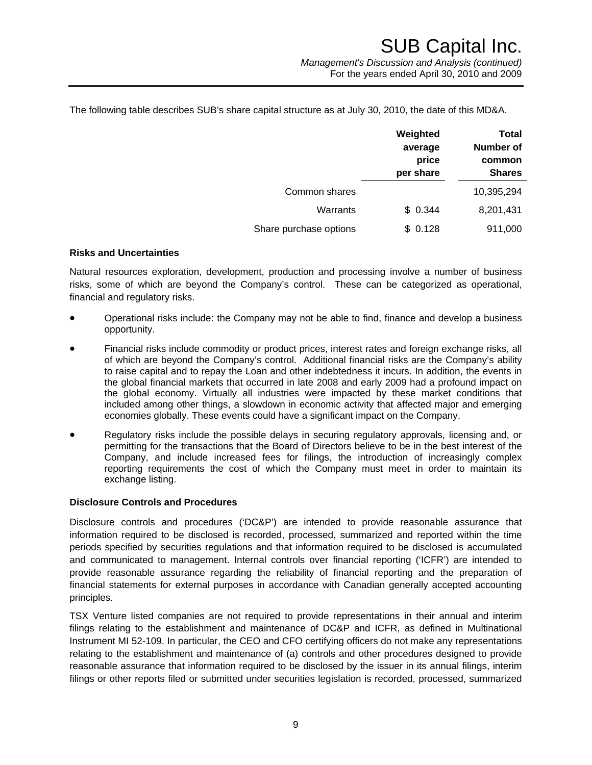The following table describes SUB's share capital structure as at July 30, 2010, the date of this MD&A.

| | Weighted average price per share | Total Number of common Shares |
|---|---|---|
| Common shares | | 10,395,294 |
| Warrants | $ 0.344 | 8,201,431 |
| Share purchase options | $ 0.128 | 911,000 |

**Risks and Uncertainties**

Natural resources exploration, development, production and processing involve a number of business risks, some of which are beyond the Company's control. These can be categorized as operational, financial and regulatory risks.

- Operational risks include: the Company may not be able to find, finance and develop a business opportunity.
- Financial risks include commodity or product prices, interest rates and foreign exchange risks, all of which are beyond the Company's control. Additional financial risks are the Company's ability to raise capital and to repay the Loan and other indebtedness it incurs. In addition, the events in the global financial markets that occurred in late 2008 and early 2009 had a profound impact on the global economy. Virtually all industries were impacted by these market conditions that included among other things, a slowdown in economic activity that affected major and emerging economies globally. These events could have a significant impact on the Company.
- Regulatory risks include the possible delays in securing regulatory approvals, licensing and, or permitting for the transactions that the Board of Directors believe to be in the best interest of the Company, and include increased fees for filings, the introduction of increasingly complex reporting requirements the cost of which the Company must meet in order to maintain its exchange listing.

**Disclosure Controls and Procedures**

Disclosure controls and procedures ('DC&P') are intended to provide reasonable assurance that information required to be disclosed is recorded, processed, summarized and reported within the time periods specified by securities regulations and that information required to be disclosed is accumulated and communicated to management. Internal controls over financial reporting ('ICFR') are intended to provide reasonable assurance regarding the reliability of financial reporting and the preparation of financial statements for external purposes in accordance with Canadian generally accepted accounting principles.

TSX Venture listed companies are not required to provide representations in their annual and interim filings relating to the establishment and maintenance of DC&P and ICFR, as defined in Multinational Instrument MI 52-109. In particular, the CEO and CFO certifying officers do not make any representations relating to the establishment and maintenance of (a) controls and other procedures designed to provide reasonable assurance that information required to be disclosed by the issuer in its annual filings, interim filings or other reports filed or submitted under securities legislation is recorded, processed, summarized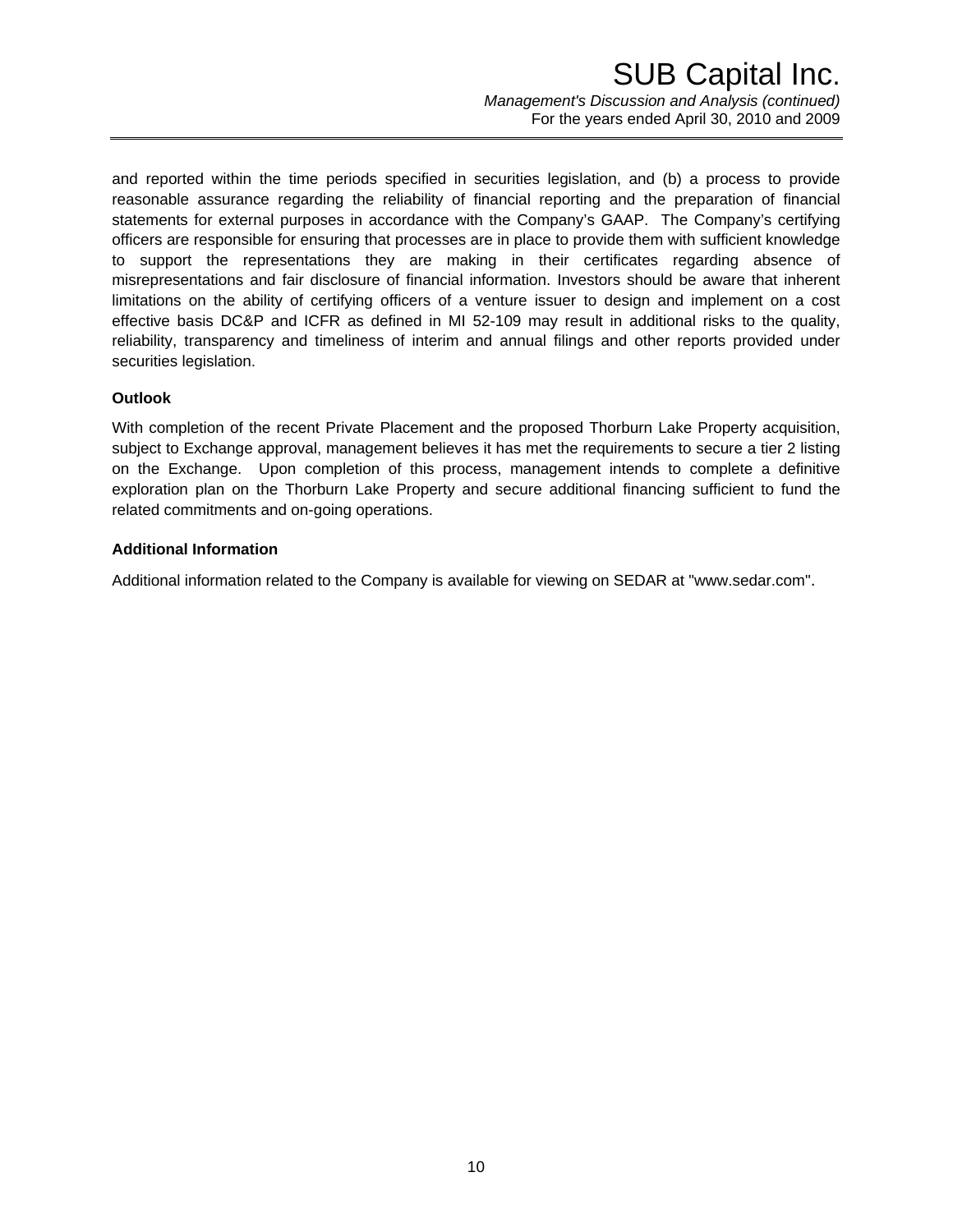and reported within the time periods specified in securities legislation, and (b) a process to provide reasonable assurance regarding the reliability of financial reporting and the preparation of financial statements for external purposes in accordance with the Company's GAAP. The Company's certifying officers are responsible for ensuring that processes are in place to provide them with sufficient knowledge to support the representations they are making in their certificates regarding absence of misrepresentations and fair disclosure of financial information. Investors should be aware that inherent limitations on the ability of certifying officers of a venture issuer to design and implement on a cost effective basis DC&P and ICFR as defined in MI 52-109 may result in additional risks to the quality, reliability, transparency and timeliness of interim and annual filings and other reports provided under securities legislation.

### Outlook

With completion of the recent Private Placement and the proposed Thorburn Lake Property acquisition, subject to Exchange approval, management believes it has met the requirements to secure a tier 2 listing on the Exchange. Upon completion of this process, management intends to complete a definitive exploration plan on the Thorburn Lake Property and secure additional financing sufficient to fund the related commitments and on-going operations.

### Additional Information

Additional information related to the Company is available for viewing on SEDAR at "www.sedar.com".